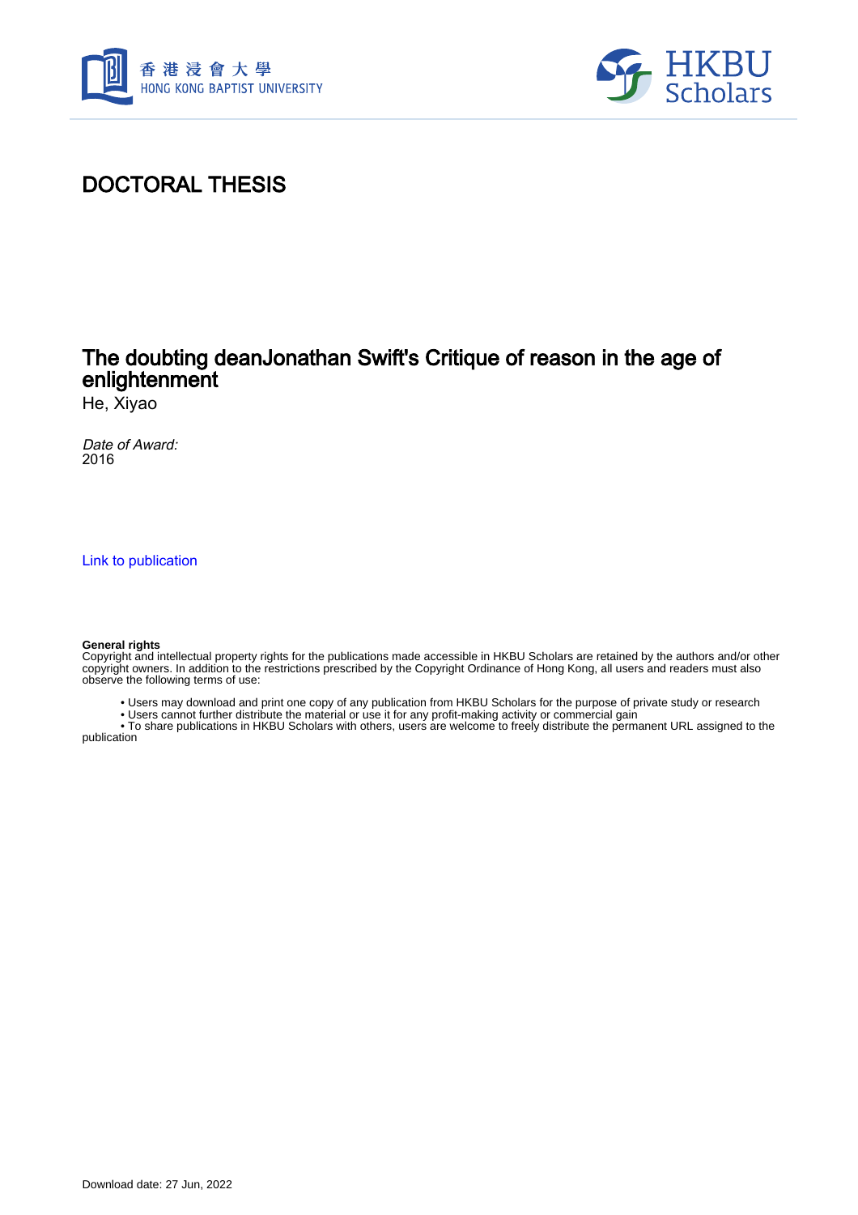# DOCTORAL THESIS

## The doubting deanJonathan Swift's Critique of reason in the age of enlightenment

He, Xiyao

*Date of Award:*
2016

Link to publication

**General rights**
Copyright and intellectual property rights for the publications made accessible in HKBU Scholars are retained by the authors and/or other copyright owners. In addition to the restrictions prescribed by the Copyright Ordinance of Hong Kong, all users and readers must also observe the following terms of use:

- Users may download and print one copy of any publication from HKBU Scholars for the purpose of private study or research
- Users cannot further distribute the material or use it for any profit-making activity or commercial gain
- To share publications in HKBU Scholars with others, users are welcome to freely distribute the permanent URL assigned to the publication

Download date: 27 Jun, 2022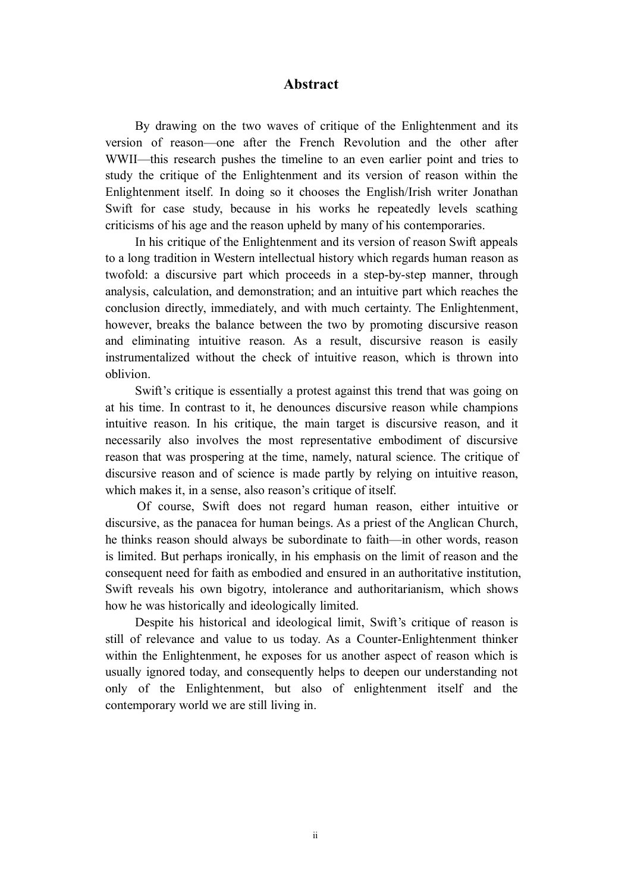# Abstract

By drawing on the two waves of critique of the Enlightenment and its version of reason—one after the French Revolution and the other after WWII—this research pushes the timeline to an even earlier point and tries to study the critique of the Enlightenment and its version of reason within the Enlightenment itself. In doing so it chooses the English/Irish writer Jonathan Swift for case study, because in his works he repeatedly levels scathing criticisms of his age and the reason upheld by many of his contemporaries.

In his critique of the Enlightenment and its version of reason Swift appeals to a long tradition in Western intellectual history which regards human reason as twofold: a discursive part which proceeds in a step-by-step manner, through analysis, calculation, and demonstration; and an intuitive part which reaches the conclusion directly, immediately, and with much certainty. The Enlightenment, however, breaks the balance between the two by promoting discursive reason and eliminating intuitive reason. As a result, discursive reason is easily instrumentalized without the check of intuitive reason, which is thrown into oblivion.

Swift's critique is essentially a protest against this trend that was going on at his time. In contrast to it, he denounces discursive reason while champions intuitive reason. In his critique, the main target is discursive reason, and it necessarily also involves the most representative embodiment of discursive reason that was prospering at the time, namely, natural science. The critique of discursive reason and of science is made partly by relying on intuitive reason, which makes it, in a sense, also reason's critique of itself.

Of course, Swift does not regard human reason, either intuitive or discursive, as the panacea for human beings. As a priest of the Anglican Church, he thinks reason should always be subordinate to faith—in other words, reason is limited. But perhaps ironically, in his emphasis on the limit of reason and the consequent need for faith as embodied and ensured in an authoritative institution, Swift reveals his own bigotry, intolerance and authoritarianism, which shows how he was historically and ideologically limited.

Despite his historical and ideological limit, Swift's critique of reason is still of relevance and value to us today. As a Counter-Enlightenment thinker within the Enlightenment, he exposes for us another aspect of reason which is usually ignored today, and consequently helps to deepen our understanding not only of the Enlightenment, but also of enlightenment itself and the contemporary world we are still living in.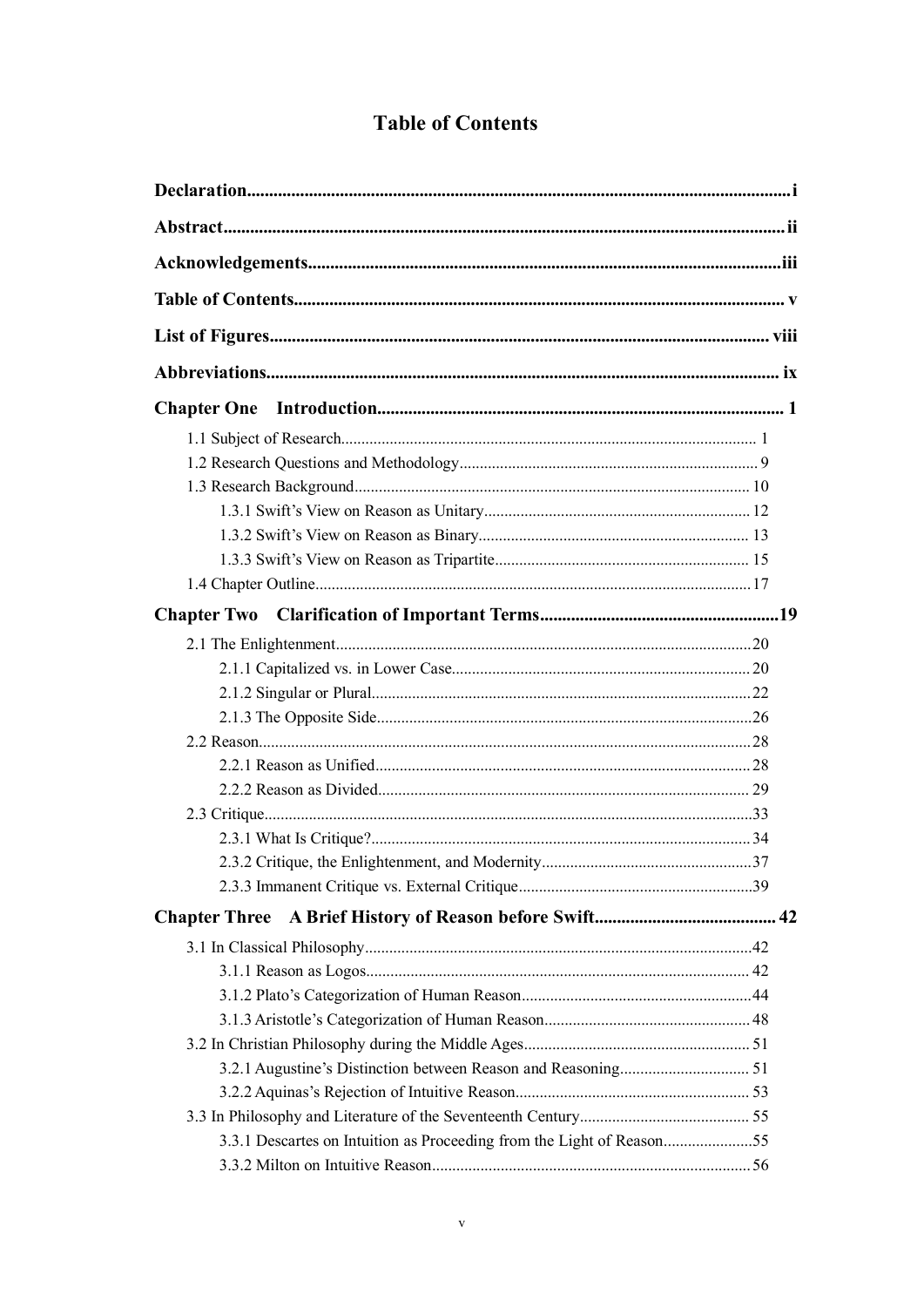# Table of Contents

**Declaration** .......... i

**Abstract** .......... ii

**Acknowledgements** .......... iii

**Table of Contents** .......... v

**List of Figures** .......... viii

**Abbreviations** .......... ix

**Chapter One Introduction** .......... 1

- 1.1 Subject of Research .......... 1
- 1.2 Research Questions and Methodology .......... 9
- 1.3 Research Background .......... 10
  - 1.3.1 Swift's View on Reason as Unitary .......... 12
  - 1.3.2 Swift's View on Reason as Binary .......... 13
  - 1.3.3 Swift's View on Reason as Tripartite .......... 15
- 1.4 Chapter Outline .......... 17

**Chapter Two Clarification of Important Terms** .......... 19

- 2.1 The Enlightenment .......... 20
  - 2.1.1 Capitalized vs. in Lower Case .......... 20
  - 2.1.2 Singular or Plural .......... 22
  - 2.1.3 The Opposite Side .......... 26
- 2.2 Reason .......... 28
  - 2.2.1 Reason as Unified .......... 28
  - 2.2.2 Reason as Divided .......... 29
- 2.3 Critique .......... 33
  - 2.3.1 What Is Critique? .......... 34
  - 2.3.2 Critique, the Enlightenment, and Modernity .......... 37
  - 2.3.3 Immanent Critique vs. External Critique .......... 39

**Chapter Three A Brief History of Reason before Swift** .......... 42

- 3.1 In Classical Philosophy .......... 42
  - 3.1.1 Reason as Logos .......... 42
  - 3.1.2 Plato's Categorization of Human Reason .......... 44
  - 3.1.3 Aristotle's Categorization of Human Reason .......... 48
- 3.2 In Christian Philosophy during the Middle Ages .......... 51
  - 3.2.1 Augustine's Distinction between Reason and Reasoning .......... 51
  - 3.2.2 Aquinas's Rejection of Intuitive Reason .......... 53
- 3.3 In Philosophy and Literature of the Seventeenth Century .......... 55
  - 3.3.1 Descartes on Intuition as Proceeding from the Light of Reason .......... 55
  - 3.3.2 Milton on Intuitive Reason .......... 56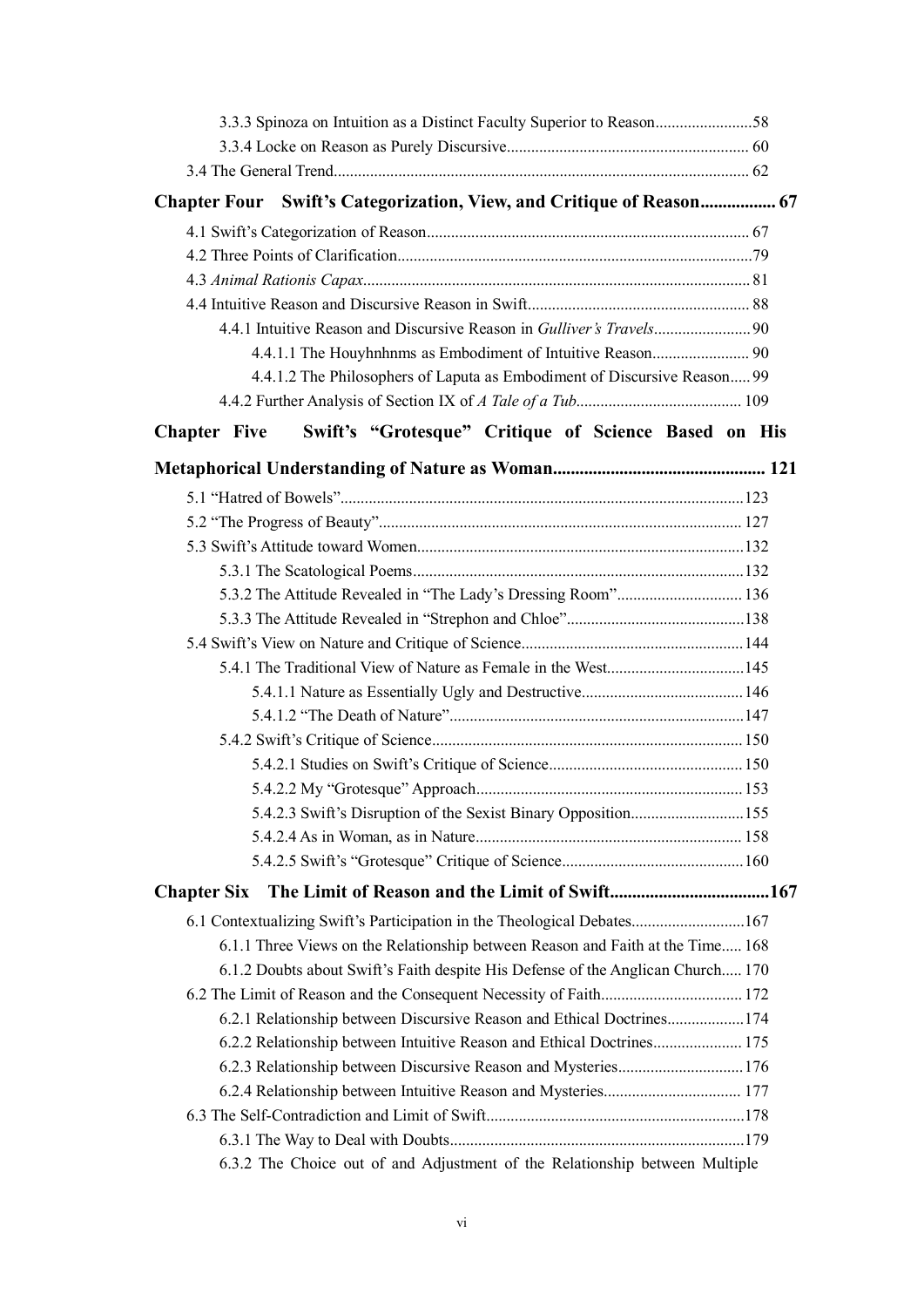3.3.3 Spinoza on Intuition as a Distinct Faculty Superior to Reason........................58

3.3.4 Locke on Reason as Purely Discursive........................................................... 60

3.4 The General Trend...................................................................................................... 62

**Chapter Four Swift's Categorization, View, and Critique of Reason................. 67**

4.1 Swift's Categorization of Reason............................................................................... 67

4.2 Three Points of Clarification.......................................................................................79

4.3 *Animal Rationis Capax*.............................................................................................. 81

4.4 Intuitive Reason and Discursive Reason in Swift...................................................... 88

4.4.1 Intuitive Reason and Discursive Reason in *Gulliver's Travels*........................ 90

4.4.1.1 The Houyhnhnms as Embodiment of Intuitive Reason........................ 90

4.4.1.2 The Philosophers of Laputa as Embodiment of Discursive Reason..... 99

4.4.2 Further Analysis of Section IX of *A Tale of a Tub*......................................... 109

**Chapter Five Swift's "Grotesque" Critique of Science Based on His Metaphorical Understanding of Nature as Woman................................................ 121**

5.1 "Hatred of Bowels"...................................................................................................123

5.2 "The Progress of Beauty"......................................................................................... 127

5.3 Swift's Attitude toward Women................................................................................132

5.3.1 The Scatological Poems.................................................................................132

5.3.2 The Attitude Revealed in "The Lady's Dressing Room"............................... 136

5.3.3 The Attitude Revealed in "Strephon and Chloe"............................................138

5.4 Swift's View on Nature and Critique of Science......................................................144

5.4.1 The Traditional View of Nature as Female in the West..................................145

5.4.1.1 Nature as Essentially Ugly and Destructive........................................146

5.4.1.2 "The Death of Nature".........................................................................147

5.4.2 Swift's Critique of Science............................................................................150

5.4.2.1 Studies on Swift's Critique of Science................................................150

5.4.2.2 My "Grotesque" Approach.................................................................153

5.4.2.3 Swift's Disruption of the Sexist Binary Opposition............................155

5.4.2.4 As in Woman, as in Nature................................................................. 158

5.4.2.5 Swift's "Grotesque" Critique of Science.............................................160

**Chapter Six The Limit of Reason and the Limit of Swift...................................167**

6.1 Contextualizing Swift's Participation in the Theological Debates............................167

6.1.1 Three Views on the Relationship between Reason and Faith at the Time..... 168

6.1.2 Doubts about Swift's Faith despite His Defense of the Anglican Church..... 170

6.2 The Limit of Reason and the Consequent Necessity of Faith.................................. 172

6.2.1 Relationship between Discursive Reason and Ethical Doctrines...................174

6.2.2 Relationship between Intuitive Reason and Ethical Doctrines...................... 175

6.2.3 Relationship between Discursive Reason and Mysteries...............................176

6.2.4 Relationship between Intuitive Reason and Mysteries................................. 177

6.3 The Self-Contradiction and Limit of Swift................................................................178

6.3.1 The Way to Deal with Doubts.........................................................................179

6.3.2 The Choice out of and Adjustment of the Relationship between Multiple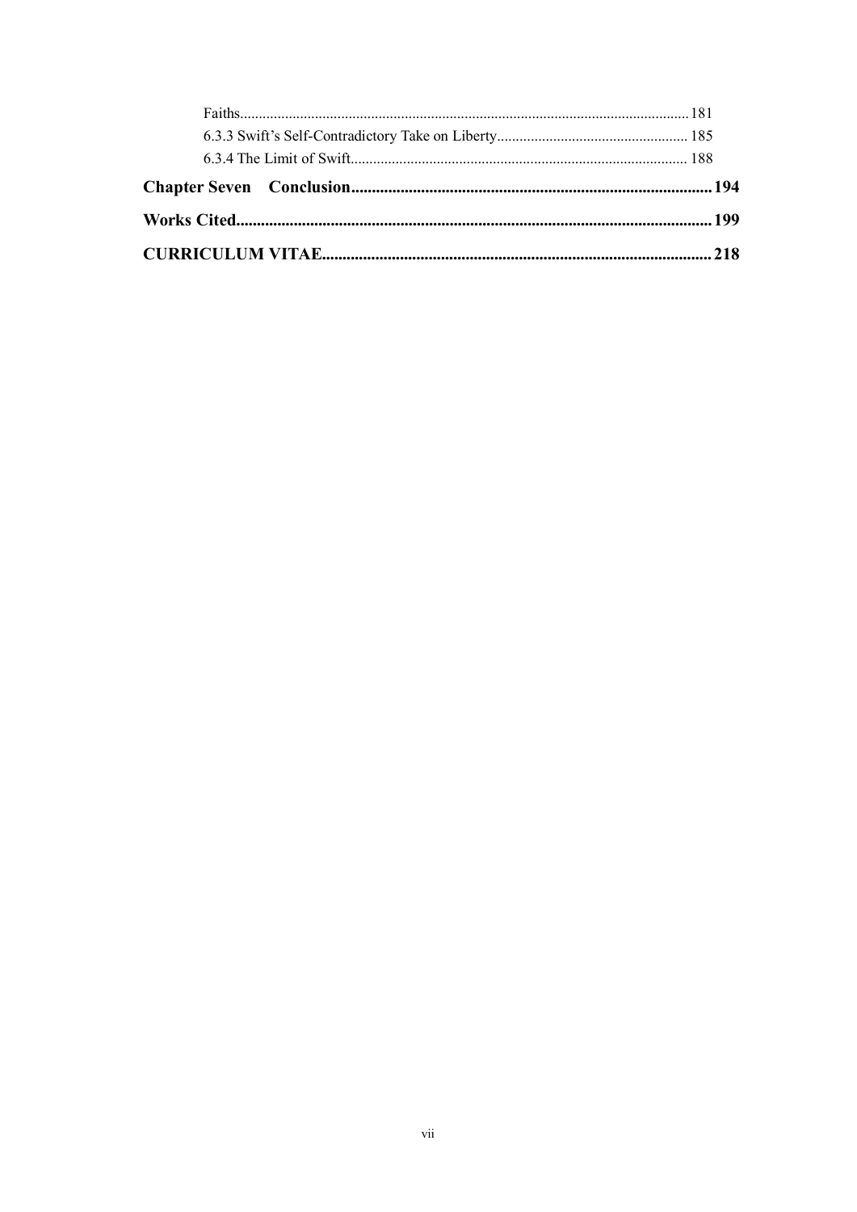Faiths......................................................................................................................181

6.3.3 Swift's Self-Contradictory Take on Liberty.................................................. 185

6.3.4 The Limit of Swift........................................................................................ 188

**Chapter Seven Conclusion.........................................................................................194**

**Works Cited....................................................................................................................199**

**CURRICULUM VITAE...............................................................................................218**